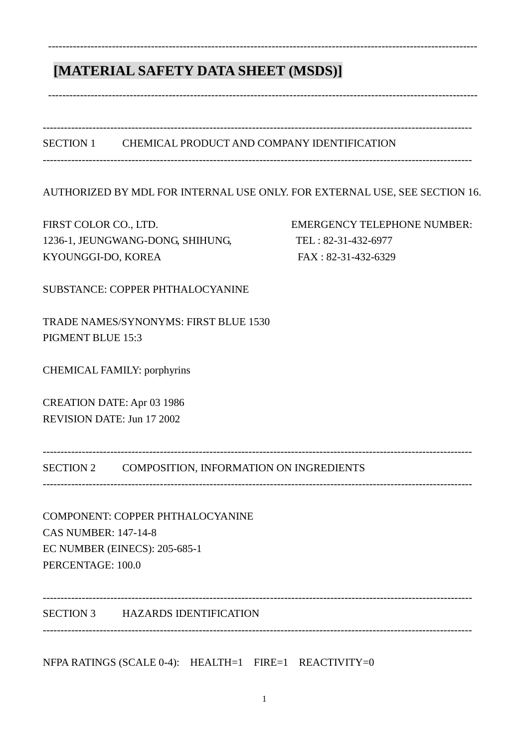# [MATERIAL SAFETY DATA SHEET (MSDS)]

## SECTION 1 CHEMICAL PRODUCT AND COMPANY IDENTIFICATION

AUTHORIZED BY MDL FOR INTERNAL USE ONLY. FOR EXTERNAL USE, SEE SECTION 16.

FIRST COLOR CO., LTD.
1236-1, JEUNGWANG-DONG, SHIHUNG,
KYOUNGGI-DO, KOREA

EMERGENCY TELEPHONE NUMBER:
TEL : 82-31-432-6977
FAX : 82-31-432-6329

SUBSTANCE: COPPER PHTHALOCYANINE

TRADE NAMES/SYNONYMS: FIRST BLUE 1530
PIGMENT BLUE 15:3

CHEMICAL FAMILY: porphyrins

CREATION DATE: Apr 03 1986
REVISION DATE: Jun 17 2002

## SECTION 2 COMPOSITION, INFORMATION ON INGREDIENTS

COMPONENT: COPPER PHTHALOCYANINE
CAS NUMBER: 147-14-8
EC NUMBER (EINECS): 205-685-1
PERCENTAGE: 100.0

## SECTION 3 HAZARDS IDENTIFICATION

NFPA RATINGS (SCALE 0-4): HEALTH=1 FIRE=1 REACTIVITY=0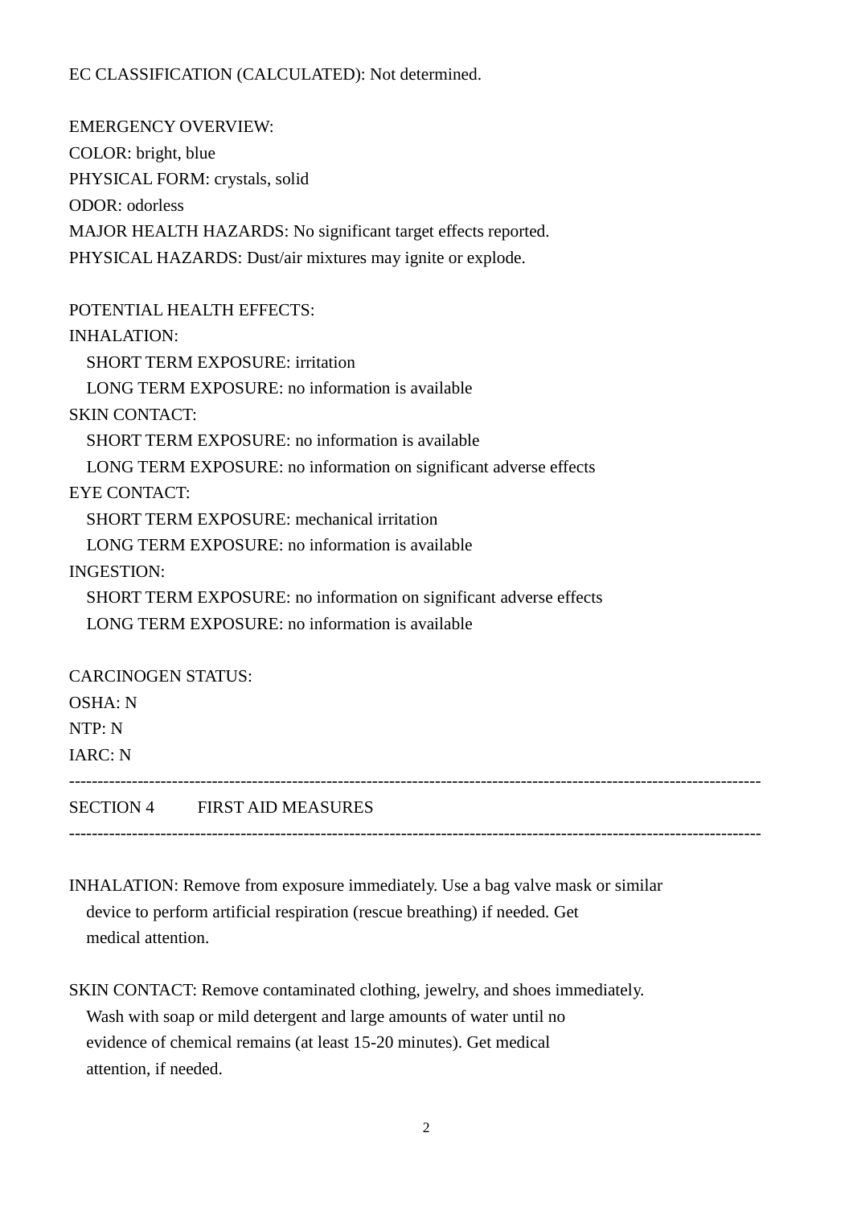EC CLASSIFICATION (CALCULATED): Not determined.

EMERGENCY OVERVIEW:
COLOR: bright, blue
PHYSICAL FORM: crystals, solid
ODOR: odorless
MAJOR HEALTH HAZARDS: No significant target effects reported.
PHYSICAL HAZARDS: Dust/air mixtures may ignite or explode.

POTENTIAL HEALTH EFFECTS:
INHALATION:
  SHORT TERM EXPOSURE: irritation
  LONG TERM EXPOSURE: no information is available
SKIN CONTACT:
  SHORT TERM EXPOSURE: no information is available
  LONG TERM EXPOSURE: no information on significant adverse effects
EYE CONTACT:
  SHORT TERM EXPOSURE: mechanical irritation
  LONG TERM EXPOSURE: no information is available
INGESTION:
  SHORT TERM EXPOSURE: no information on significant adverse effects
  LONG TERM EXPOSURE: no information is available

CARCINOGEN STATUS:
OSHA: N
NTP: N
IARC: N

---

## SECTION 4 FIRST AID MEASURES

---

INHALATION: Remove from exposure immediately. Use a bag valve mask or similar device to perform artificial respiration (rescue breathing) if needed. Get medical attention.

SKIN CONTACT: Remove contaminated clothing, jewelry, and shoes immediately. Wash with soap or mild detergent and large amounts of water until no evidence of chemical remains (at least 15-20 minutes). Get medical attention, if needed.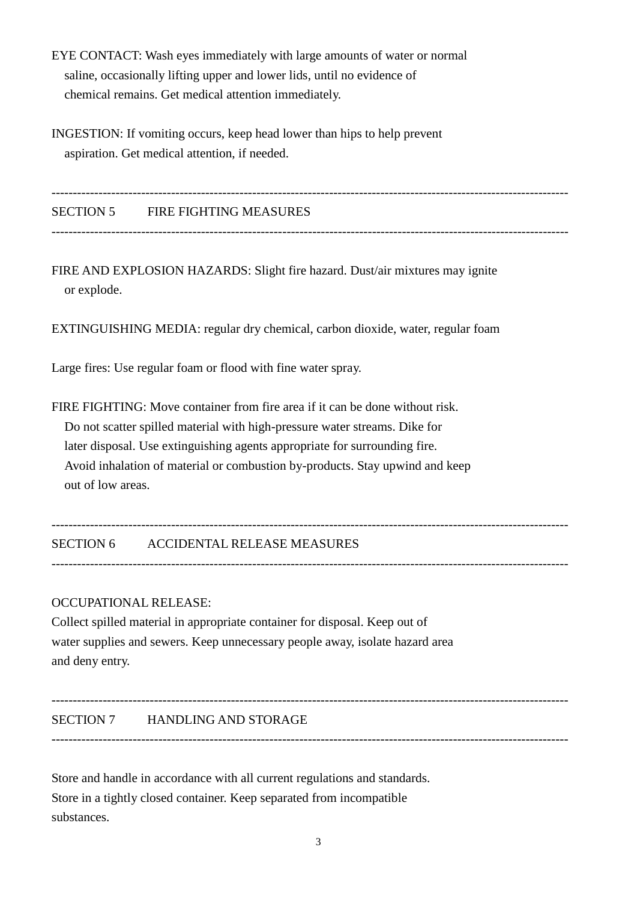EYE CONTACT: Wash eyes immediately with large amounts of water or normal saline, occasionally lifting upper and lower lids, until no evidence of chemical remains. Get medical attention immediately.

INGESTION: If vomiting occurs, keep head lower than hips to help prevent aspiration. Get medical attention, if needed.

---

## SECTION 5 FIRE FIGHTING MEASURES

---

FIRE AND EXPLOSION HAZARDS: Slight fire hazard. Dust/air mixtures may ignite or explode.

EXTINGUISHING MEDIA: regular dry chemical, carbon dioxide, water, regular foam

Large fires: Use regular foam or flood with fine water spray.

FIRE FIGHTING: Move container from fire area if it can be done without risk. Do not scatter spilled material with high-pressure water streams. Dike for later disposal. Use extinguishing agents appropriate for surrounding fire. Avoid inhalation of material or combustion by-products. Stay upwind and keep out of low areas.

---

## SECTION 6 ACCIDENTAL RELEASE MEASURES

---

OCCUPATIONAL RELEASE:
Collect spilled material in appropriate container for disposal. Keep out of water supplies and sewers. Keep unnecessary people away, isolate hazard area and deny entry.

---

## SECTION 7 HANDLING AND STORAGE

---

Store and handle in accordance with all current regulations and standards. Store in a tightly closed container. Keep separated from incompatible substances.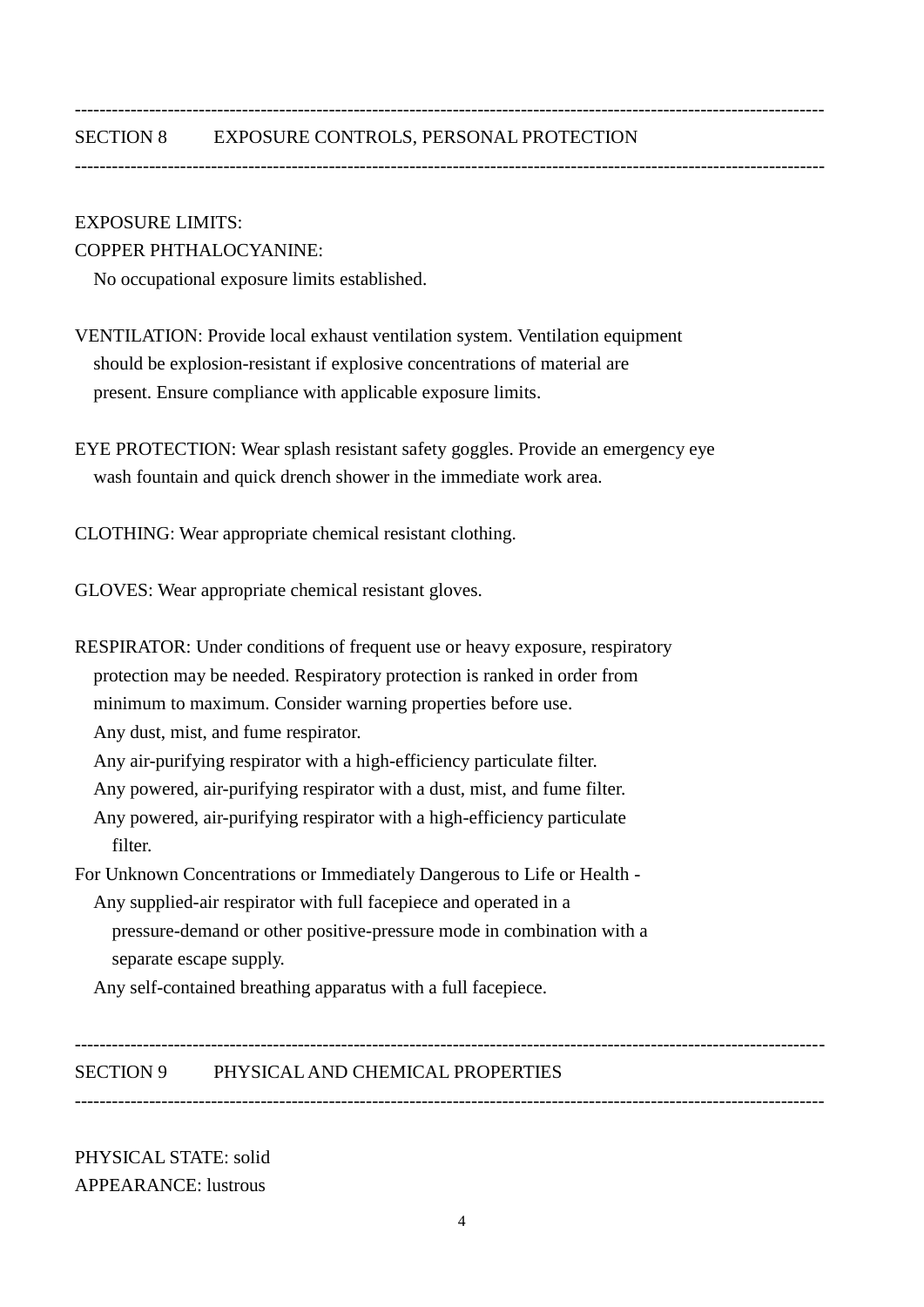## SECTION 8 EXPOSURE CONTROLS, PERSONAL PROTECTION

EXPOSURE LIMITS:

COPPER PHTHALOCYANINE:

No occupational exposure limits established.

VENTILATION: Provide local exhaust ventilation system. Ventilation equipment should be explosion-resistant if explosive concentrations of material are present. Ensure compliance with applicable exposure limits.

EYE PROTECTION: Wear splash resistant safety goggles. Provide an emergency eye wash fountain and quick drench shower in the immediate work area.

CLOTHING: Wear appropriate chemical resistant clothing.

GLOVES: Wear appropriate chemical resistant gloves.

RESPIRATOR: Under conditions of frequent use or heavy exposure, respiratory protection may be needed. Respiratory protection is ranked in order from minimum to maximum. Consider warning properties before use.

- Any dust, mist, and fume respirator.
- Any air-purifying respirator with a high-efficiency particulate filter.
- Any powered, air-purifying respirator with a dust, mist, and fume filter.
- Any powered, air-purifying respirator with a high-efficiency particulate filter.

For Unknown Concentrations or Immediately Dangerous to Life or Health -

- Any supplied-air respirator with full facepiece and operated in a pressure-demand or other positive-pressure mode in combination with a separate escape supply.
- Any self-contained breathing apparatus with a full facepiece.

## SECTION 9 PHYSICAL AND CHEMICAL PROPERTIES

PHYSICAL STATE: solid

APPEARANCE: lustrous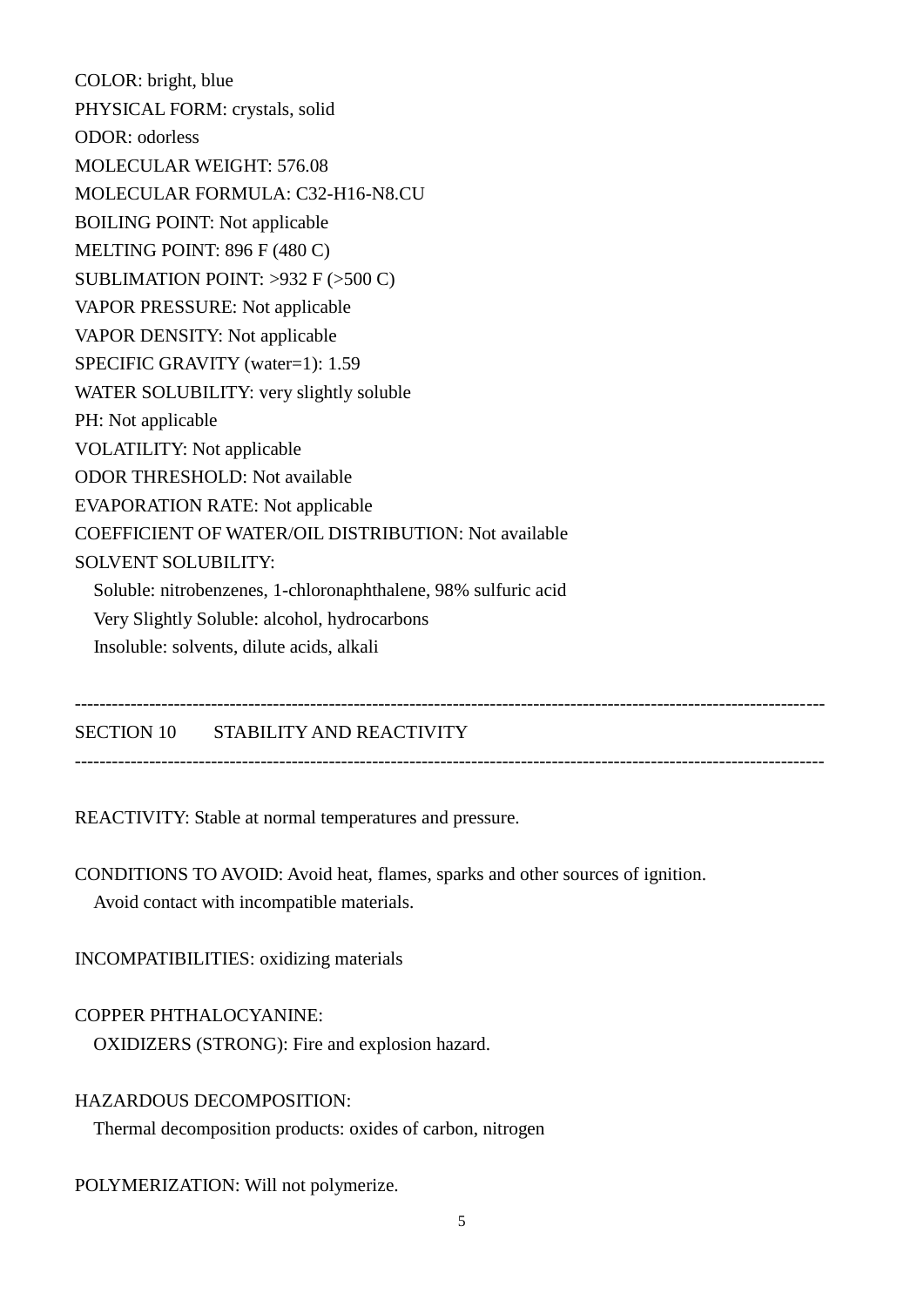COLOR: bright, blue
PHYSICAL FORM: crystals, solid
ODOR: odorless
MOLECULAR WEIGHT: 576.08
MOLECULAR FORMULA: C32-H16-N8.CU
BOILING POINT: Not applicable
MELTING POINT: 896 F (480 C)
SUBLIMATION POINT: >932 F (>500 C)
VAPOR PRESSURE: Not applicable
VAPOR DENSITY: Not applicable
SPECIFIC GRAVITY (water=1): 1.59
WATER SOLUBILITY: very slightly soluble
PH: Not applicable
VOLATILITY: Not applicable
ODOR THRESHOLD: Not available
EVAPORATION RATE: Not applicable
COEFFICIENT OF WATER/OIL DISTRIBUTION: Not available
SOLVENT SOLUBILITY:
Soluble: nitrobenzenes, 1-chloronaphthalene, 98% sulfuric acid
Very Slightly Soluble: alcohol, hydrocarbons
Insoluble: solvents, dilute acids, alkali

---

## SECTION 10 STABILITY AND REACTIVITY

---

REACTIVITY: Stable at normal temperatures and pressure.

CONDITIONS TO AVOID: Avoid heat, flames, sparks and other sources of ignition.
Avoid contact with incompatible materials.

INCOMPATIBILITIES: oxidizing materials

COPPER PHTHALOCYANINE:
OXIDIZERS (STRONG): Fire and explosion hazard.

HAZARDOUS DECOMPOSITION:
Thermal decomposition products: oxides of carbon, nitrogen

POLYMERIZATION: Will not polymerize.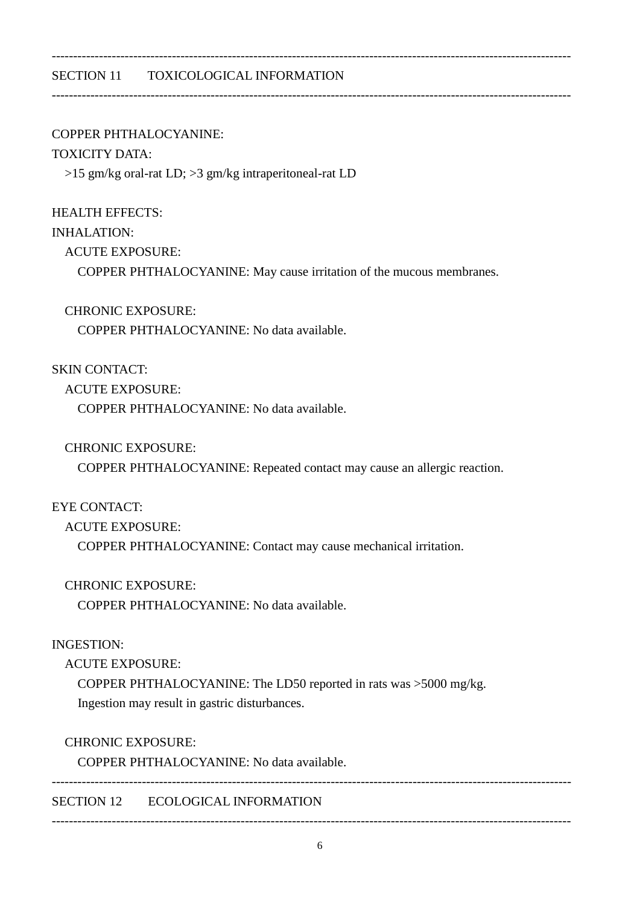## SECTION 11 TOXICOLOGICAL INFORMATION

COPPER PHTHALOCYANINE:

TOXICITY DATA:

>15 gm/kg oral-rat LD; >3 gm/kg intraperitoneal-rat LD

HEALTH EFFECTS:

INHALATION:

ACUTE EXPOSURE:

COPPER PHTHALOCYANINE: May cause irritation of the mucous membranes.

CHRONIC EXPOSURE:

COPPER PHTHALOCYANINE: No data available.

SKIN CONTACT:

ACUTE EXPOSURE:

COPPER PHTHALOCYANINE: No data available.

CHRONIC EXPOSURE:

COPPER PHTHALOCYANINE: Repeated contact may cause an allergic reaction.

EYE CONTACT:

ACUTE EXPOSURE:

COPPER PHTHALOCYANINE: Contact may cause mechanical irritation.

CHRONIC EXPOSURE:

COPPER PHTHALOCYANINE: No data available.

INGESTION:

ACUTE EXPOSURE:

COPPER PHTHALOCYANINE: The LD50 reported in rats was >5000 mg/kg. Ingestion may result in gastric disturbances.

CHRONIC EXPOSURE:

COPPER PHTHALOCYANINE: No data available.

## SECTION 12 ECOLOGICAL INFORMATION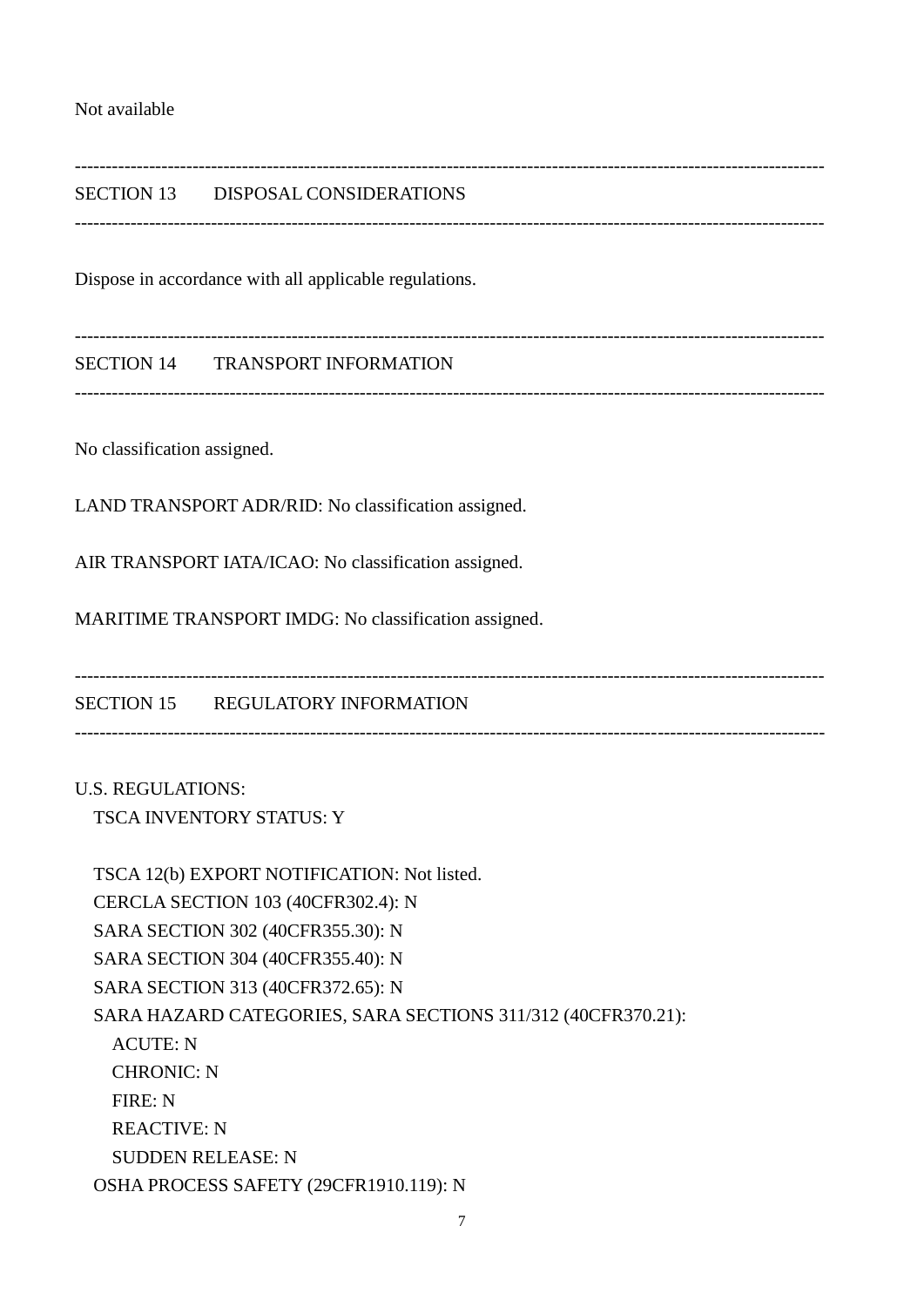Not available

---

## SECTION 13 DISPOSAL CONSIDERATIONS

---

Dispose in accordance with all applicable regulations.

---

## SECTION 14 TRANSPORT INFORMATION

---

No classification assigned.

LAND TRANSPORT ADR/RID: No classification assigned.

AIR TRANSPORT IATA/ICAO: No classification assigned.

MARITIME TRANSPORT IMDG: No classification assigned.

---

## SECTION 15 REGULATORY INFORMATION

---

U.S. REGULATIONS:

- TSCA INVENTORY STATUS: Y

- TSCA 12(b) EXPORT NOTIFICATION: Not listed.
- CERCLA SECTION 103 (40CFR302.4): N
- SARA SECTION 302 (40CFR355.30): N
- SARA SECTION 304 (40CFR355.40): N
- SARA SECTION 313 (40CFR372.65): N
- SARA HAZARD CATEGORIES, SARA SECTIONS 311/312 (40CFR370.21):
  - ACUTE: N
  - CHRONIC: N
  - FIRE: N
  - REACTIVE: N
  - SUDDEN RELEASE: N
- OSHA PROCESS SAFETY (29CFR1910.119): N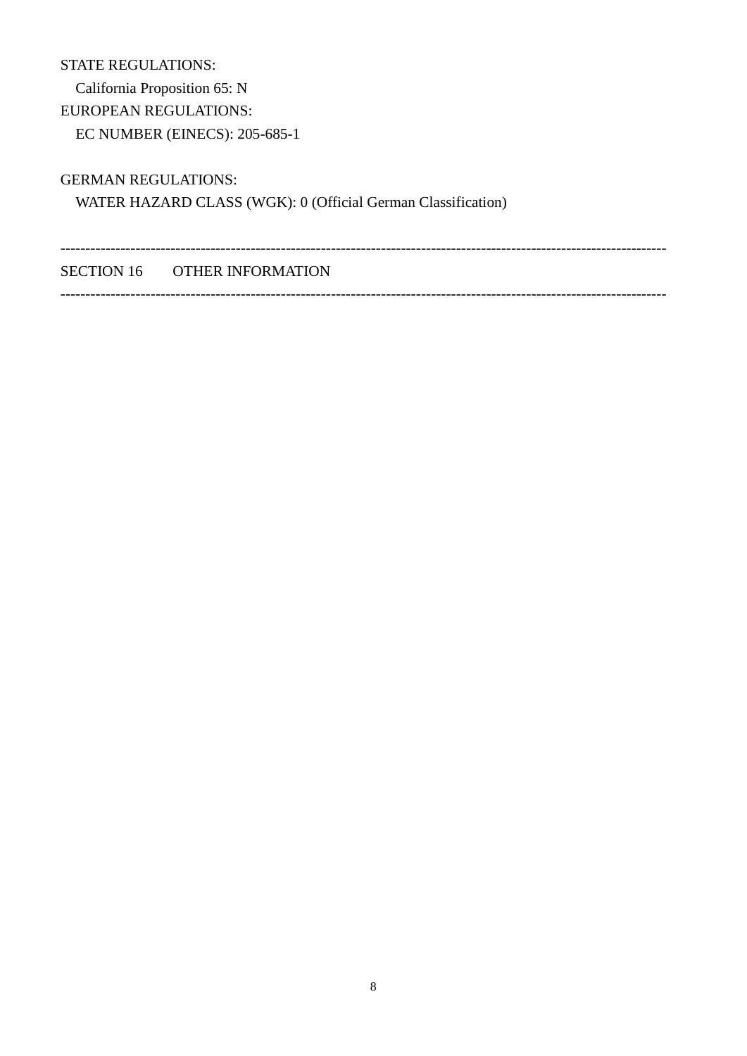STATE REGULATIONS:

California Proposition 65: N

EUROPEAN REGULATIONS:

EC NUMBER (EINECS): 205-685-1

GERMAN REGULATIONS:

WATER HAZARD CLASS (WGK): 0 (Official German Classification)

---

SECTION 16 OTHER INFORMATION

---